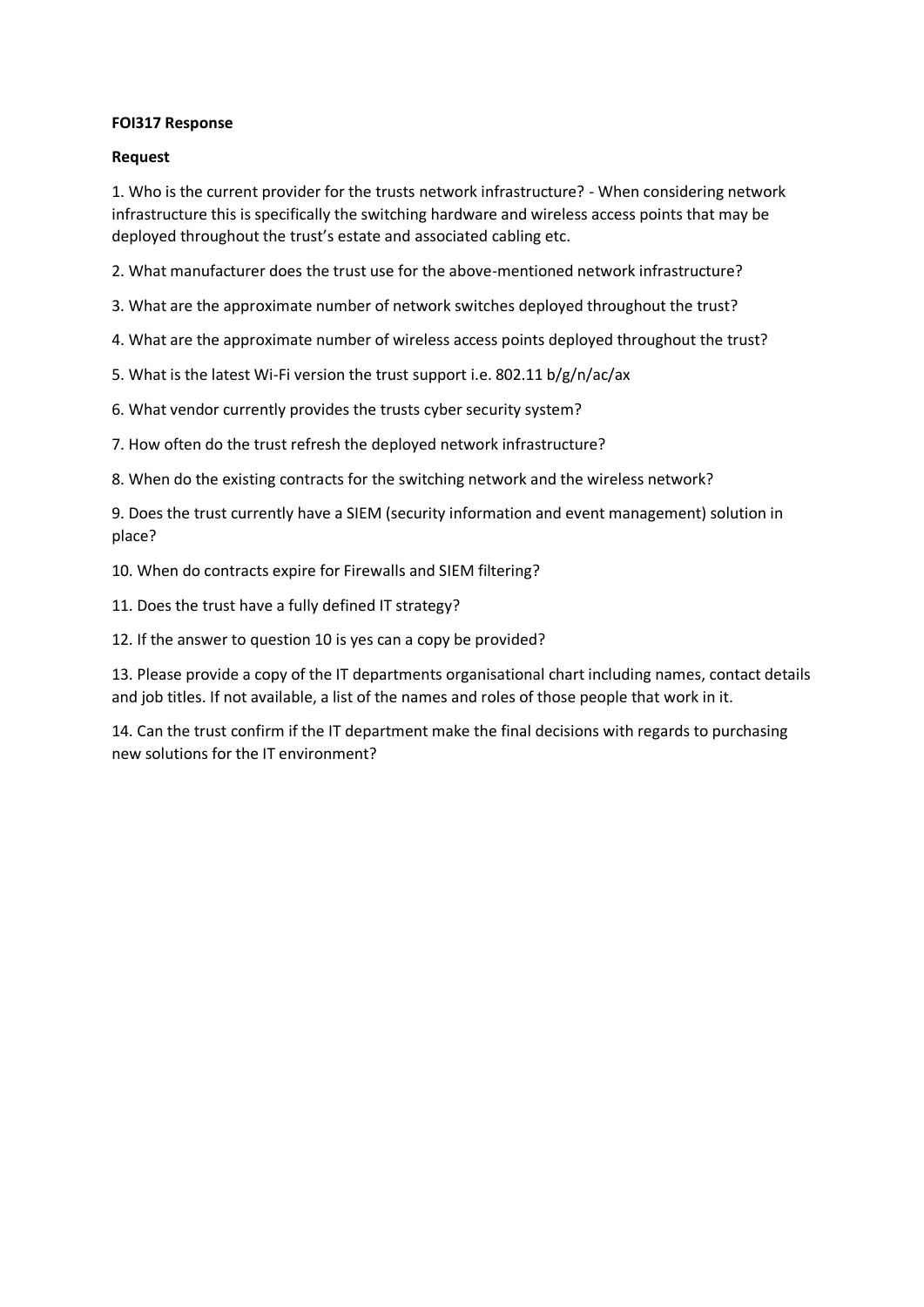**FOI317 Response**

**Request**

1. Who is the current provider for the trusts network infrastructure? - When considering network infrastructure this is specifically the switching hardware and wireless access points that may be deployed throughout the trust's estate and associated cabling etc.

2. What manufacturer does the trust use for the above-mentioned network infrastructure?

3. What are the approximate number of network switches deployed throughout the trust?

4. What are the approximate number of wireless access points deployed throughout the trust?

5. What is the latest Wi-Fi version the trust support i.e. 802.11 b/g/n/ac/ax

6. What vendor currently provides the trusts cyber security system?

7. How often do the trust refresh the deployed network infrastructure?

8. When do the existing contracts for the switching network and the wireless network?

9. Does the trust currently have a SIEM (security information and event management) solution in place?

10. When do contracts expire for Firewalls and SIEM filtering?

11. Does the trust have a fully defined IT strategy?

12. If the answer to question 10 is yes can a copy be provided?

13. Please provide a copy of the IT departments organisational chart including names, contact details and job titles. If not available, a list of the names and roles of those people that work in it.

14. Can the trust confirm if the IT department make the final decisions with regards to purchasing new solutions for the IT environment?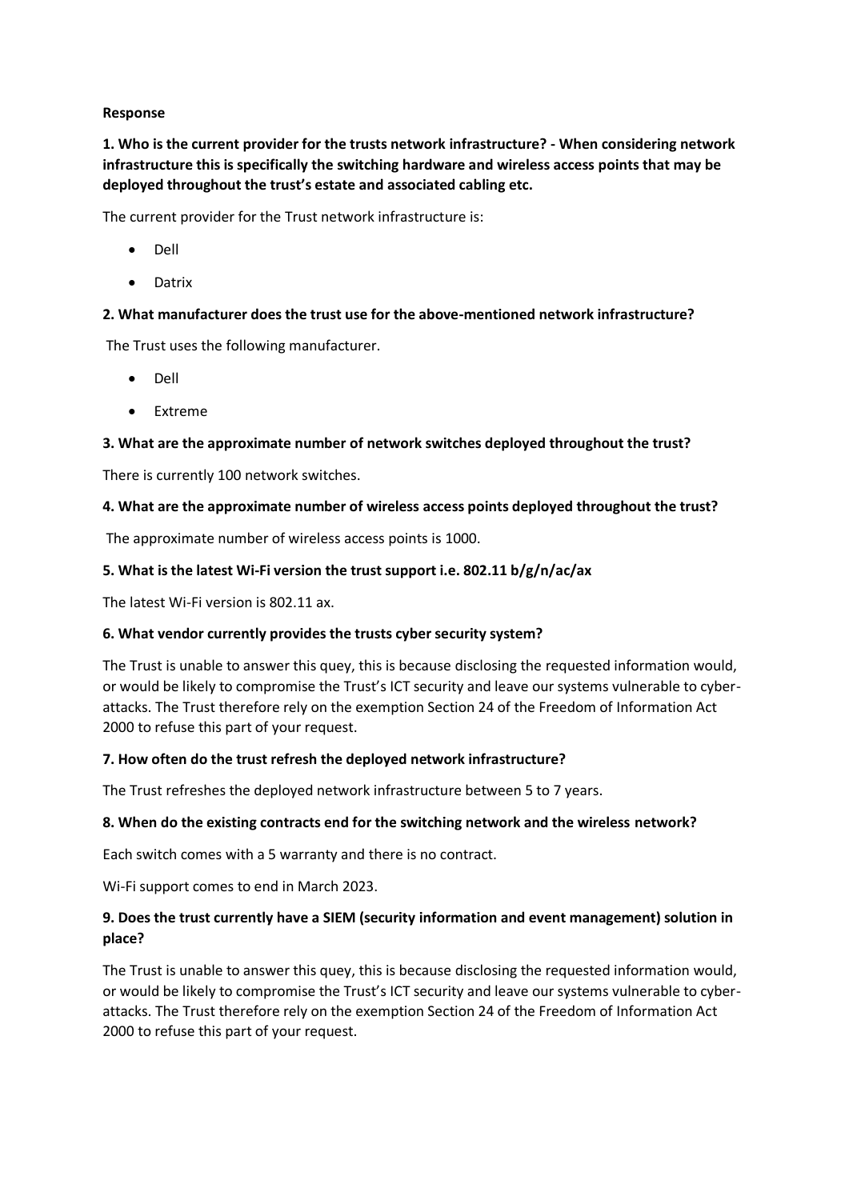**Response**

**1. Who is the current provider for the trusts network infrastructure? - When considering network infrastructure this is specifically the switching hardware and wireless access points that may be deployed throughout the trust's estate and associated cabling etc.**

The current provider for the Trust network infrastructure is:

- Dell
- Datrix

**2. What manufacturer does the trust use for the above-mentioned network infrastructure?**

The Trust uses the following manufacturer.

- Dell
- Extreme

**3. What are the approximate number of network switches deployed throughout the trust?**

There is currently 100 network switches.

**4. What are the approximate number of wireless access points deployed throughout the trust?**

The approximate number of wireless access points is 1000.

**5. What is the latest Wi-Fi version the trust support i.e. 802.11 b/g/n/ac/ax**

The latest Wi-Fi version is 802.11 ax.

**6. What vendor currently provides the trusts cyber security system?**

The Trust is unable to answer this quey, this is because disclosing the requested information would, or would be likely to compromise the Trust's ICT security and leave our systems vulnerable to cyber-attacks. The Trust therefore rely on the exemption Section 24 of the Freedom of Information Act 2000 to refuse this part of your request.

**7. How often do the trust refresh the deployed network infrastructure?**

The Trust refreshes the deployed network infrastructure between 5 to 7 years.

**8. When do the existing contracts end for the switching network and the wireless network?**

Each switch comes with a 5 warranty and there is no contract.

Wi-Fi support comes to end in March 2023.

**9. Does the trust currently have a SIEM (security information and event management) solution in place?**

The Trust is unable to answer this quey, this is because disclosing the requested information would, or would be likely to compromise the Trust's ICT security and leave our systems vulnerable to cyber-attacks. The Trust therefore rely on the exemption Section 24 of the Freedom of Information Act 2000 to refuse this part of your request.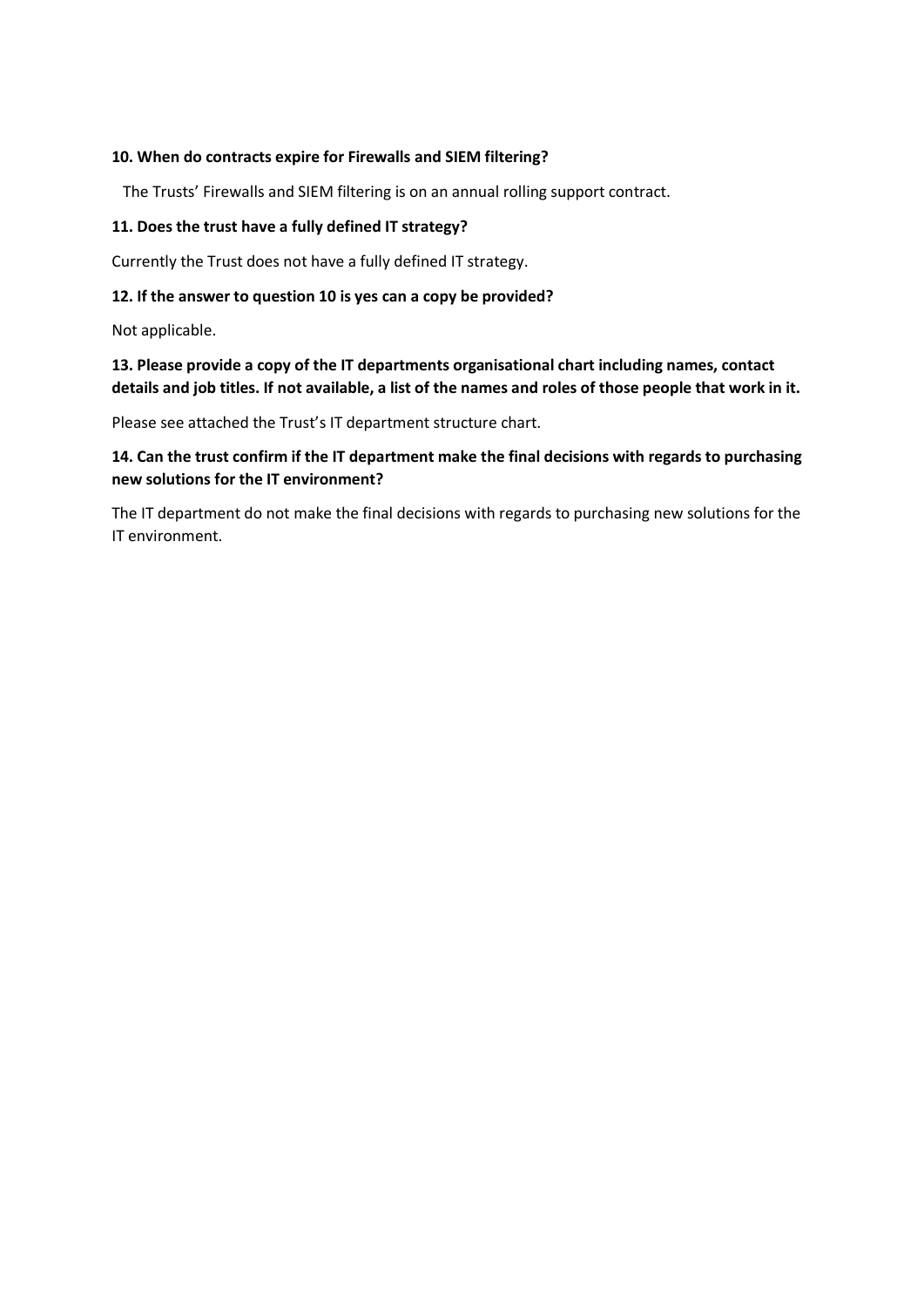**10. When do contracts expire for Firewalls and SIEM filtering?**

The Trusts' Firewalls and SIEM filtering is on an annual rolling support contract.

**11. Does the trust have a fully defined IT strategy?**

Currently the Trust does not have a fully defined IT strategy.

**12. If the answer to question 10 is yes can a copy be provided?**

Not applicable.

**13. Please provide a copy of the IT departments organisational chart including names, contact details and job titles. If not available, a list of the names and roles of those people that work in it.**

Please see attached the Trust's IT department structure chart.

**14. Can the trust confirm if the IT department make the final decisions with regards to purchasing new solutions for the IT environment?**

The IT department do not make the final decisions with regards to purchasing new solutions for the IT environment.